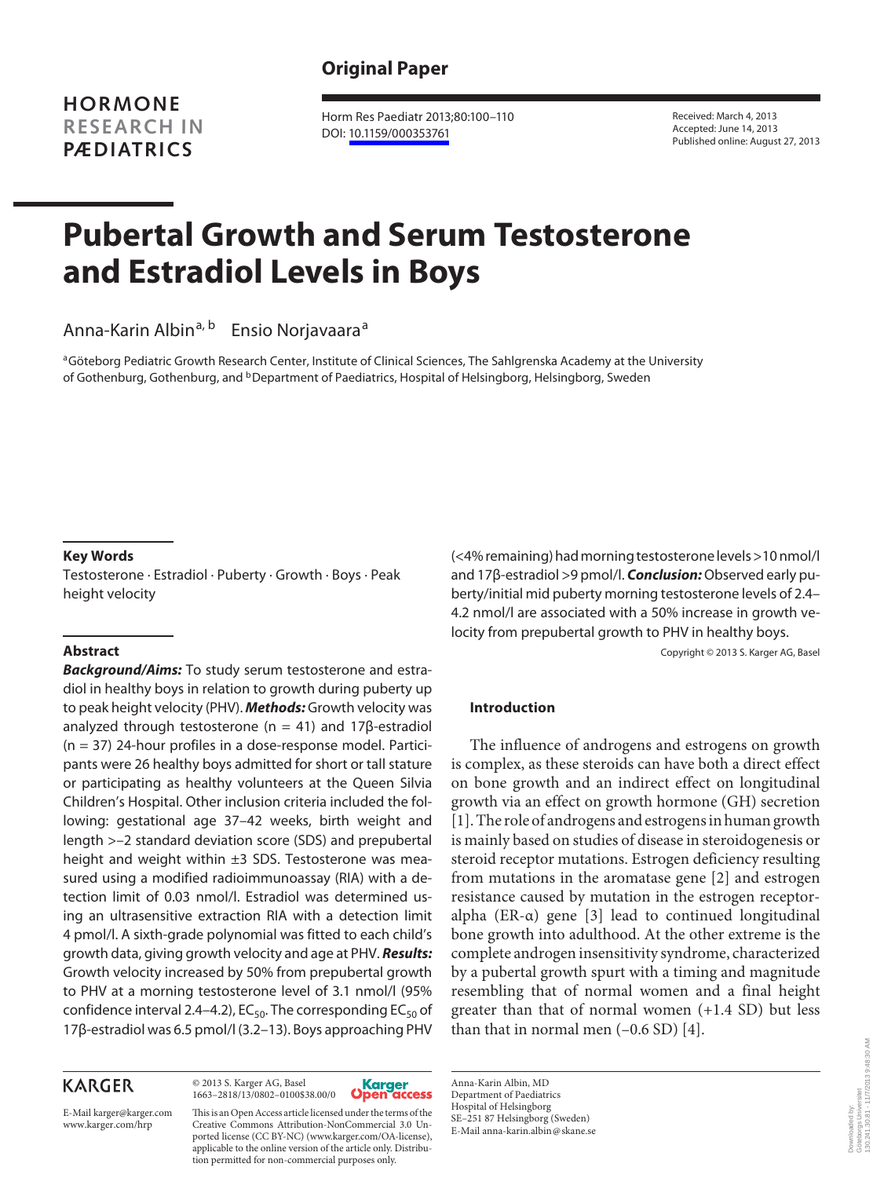Original Paper

HORMONE RESEARCH IN PÆDIATRICS

DOI: 10.1159/000353761

Received: March 4, 2013
Accepted: June 14, 2013
Published online: August 27, 2013

# Pubertal Growth and Serum Testosterone and Estradiol Levels in Boys

Anna-Karin Albin[a, b] Ensio Norjavaara[a]

[a]Göteborg Pediatric Growth Research Center, Institute of Clinical Sciences, The Sahlgrenska Academy at the University of Gothenburg, Gothenburg, and [b]Department of Paediatrics, Hospital of Helsingborg, Helsingborg, Sweden

### Key Words

Testosterone · Estradiol · Puberty · Growth · Boys · Peak height velocity

### Abstract

***Background/Aims:*** To study serum testosterone and estradiol in healthy boys in relation to growth during puberty up to peak height velocity (PHV). ***Methods:*** Growth velocity was analyzed through testosterone (n = 41) and 17β-estradiol (n = 37) 24-hour profiles in a dose-response model. Participants were 26 healthy boys admitted for short or tall stature or participating as healthy volunteers at the Queen Silvia Children's Hospital. Other inclusion criteria included the following: gestational age 37–42 weeks, birth weight and length >–2 standard deviation score (SDS) and prepubertal height and weight within ±3 SDS. Testosterone was measured using a modified radioimmunoassay (RIA) with a detection limit of 0.03 nmol/l. Estradiol was determined using an ultrasensitive extraction RIA with a detection limit 4 pmol/l. A sixth-grade polynomial was fitted to each child's growth data, giving growth velocity and age at PHV. ***Results:*** Growth velocity increased by 50% from prepubertal growth to PHV at a morning testosterone level of 3.1 nmol/l (95% confidence interval 2.4–4.2), $EC_{50}$. The corresponding $EC_{50}$ of 17β-estradiol was 6.5 pmol/l (3.2–13). Boys approaching PHV (<4% remaining) had morning testosterone levels >10 nmol/l and 17β-estradiol >9 pmol/l. ***Conclusion:*** Observed early puberty/initial mid puberty morning testosterone levels of 2.4–4.2 nmol/l are associated with a 50% increase in growth velocity from prepubertal growth to PHV in healthy boys.

Copyright © 2013 S. Karger AG, Basel

### Introduction

The influence of androgens and estrogens on growth is complex, as these steroids can have both a direct effect on bone growth and an indirect effect on longitudinal growth via an effect on growth hormone (GH) secretion [1]. The role of androgens and estrogens in human growth is mainly based on studies of disease in steroidogenesis or steroid receptor mutations. Estrogen deficiency resulting from mutations in the aromatase gene [2] and estrogen resistance caused by mutation in the estrogen receptor-alpha (ER-α) gene [3] lead to continued longitudinal bone growth into adulthood. At the other extreme is the complete androgen insensitivity syndrome, characterized by a pubertal growth spurt with a timing and magnitude resembling that of normal women and a final height greater than that of normal women (+1.4 SD) but less than that in normal men (–0.6 SD) [4].

KARGER

E-Mail karger@karger.com
www.karger.com/hrp

© 2013 S. Karger AG, Basel
1663–2818/13/0802–0100$38.00/0

Karger Open access

This is an Open Access article licensed under the terms of the Creative Commons Attribution-NonCommercial 3.0 Unported license (CC BY-NC) (www.karger.com/OA-license), applicable to the online version of the article only. Distribution permitted for non-commercial purposes only.

Anna-Karin Albin, MD
Department of Paediatrics
Hospital of Helsingborg
SE–251 87 Helsingborg (Sweden)
E-Mail anna-karin.albin@skane.se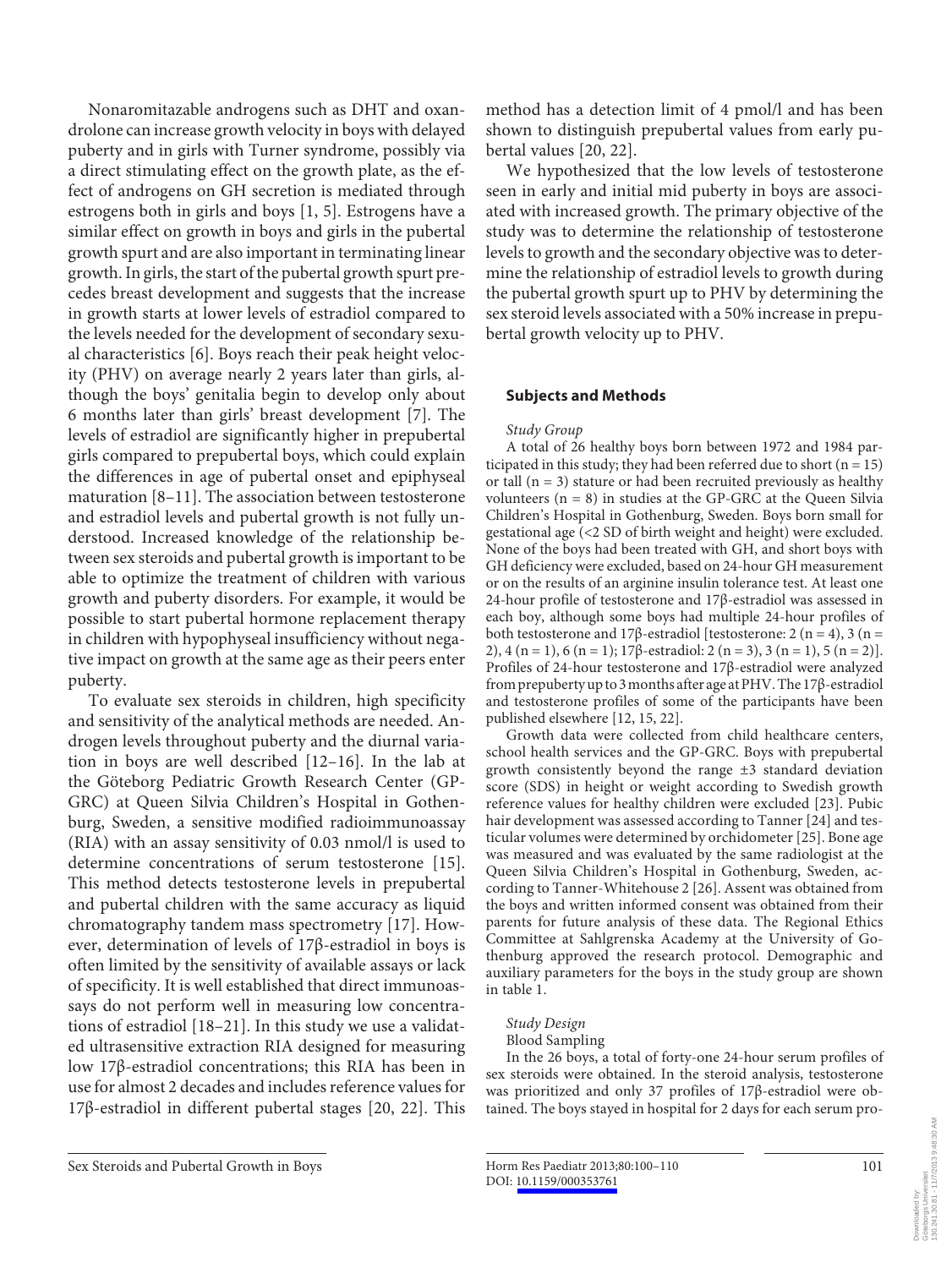Nonaromitazable androgens such as DHT and oxandrolone can increase growth velocity in boys with delayed puberty and in girls with Turner syndrome, possibly via a direct stimulating effect on the growth plate, as the effect of androgens on GH secretion is mediated through estrogens both in girls and boys [1, 5]. Estrogens have a similar effect on growth in boys and girls in the pubertal growth spurt and are also important in terminating linear growth. In girls, the start of the pubertal growth spurt precedes breast development and suggests that the increase in growth starts at lower levels of estradiol compared to the levels needed for the development of secondary sexual characteristics [6]. Boys reach their peak height velocity (PHV) on average nearly 2 years later than girls, although the boys' genitalia begin to develop only about 6 months later than girls' breast development [7]. The levels of estradiol are significantly higher in prepubertal girls compared to prepubertal boys, which could explain the differences in age of pubertal onset and epiphyseal maturation [8–11]. The association between testosterone and estradiol levels and pubertal growth is not fully understood. Increased knowledge of the relationship between sex steroids and pubertal growth is important to be able to optimize the treatment of children with various growth and puberty disorders. For example, it would be possible to start pubertal hormone replacement therapy in children with hypophyseal insufficiency without negative impact on growth at the same age as their peers enter puberty.

To evaluate sex steroids in children, high specificity and sensitivity of the analytical methods are needed. Androgen levels throughout puberty and the diurnal variation in boys are well described [12–16]. In the lab at the Göteborg Pediatric Growth Research Center (GP-GRC) at Queen Silvia Children's Hospital in Gothenburg, Sweden, a sensitive modified radioimmunoassay (RIA) with an assay sensitivity of 0.03 nmol/l is used to determine concentrations of serum testosterone [15]. This method detects testosterone levels in prepubertal and pubertal children with the same accuracy as liquid chromatography tandem mass spectrometry [17]. However, determination of levels of 17β-estradiol in boys is often limited by the sensitivity of available assays or lack of specificity. It is well established that direct immunoassays do not perform well in measuring low concentrations of estradiol [18–21]. In this study we use a validated ultrasensitive extraction RIA designed for measuring low 17β-estradiol concentrations; this RIA has been in use for almost 2 decades and includes reference values for 17β-estradiol in different pubertal stages [20, 22]. This method has a detection limit of 4 pmol/l and has been shown to distinguish prepubertal values from early pubertal values [20, 22].

We hypothesized that the low levels of testosterone seen in early and initial mid puberty in boys are associated with increased growth. The primary objective of the study was to determine the relationship of testosterone levels to growth and the secondary objective was to determine the relationship of estradiol levels to growth during the pubertal growth spurt up to PHV by determining the sex steroid levels associated with a 50% increase in prepubertal growth velocity up to PHV.

## Subjects and Methods

*Study Group*

A total of 26 healthy boys born between 1972 and 1984 participated in this study; they had been referred due to short (n = 15) or tall (n = 3) stature or had been recruited previously as healthy volunteers (n = 8) in studies at the GP-GRC at the Queen Silvia Children's Hospital in Gothenburg, Sweden. Boys born small for gestational age (<2 SD of birth weight and height) were excluded. None of the boys had been treated with GH, and short boys with GH deficiency were excluded, based on 24-hour GH measurement or on the results of an arginine insulin tolerance test. At least one 24-hour profile of testosterone and 17β-estradiol was assessed in each boy, although some boys had multiple 24-hour profiles of both testosterone and 17β-estradiol [testosterone: 2 (n = 4), 3 (n = 2), 4 (n = 1), 6 (n = 1); 17β-estradiol: 2 (n = 3), 3 (n = 1), 5 (n = 2)]. Profiles of 24-hour testosterone and 17β-estradiol were analyzed from prepuberty up to 3 months after age at PHV. The 17β-estradiol and testosterone profiles of some of the participants have been published elsewhere [12, 15, 22].

Growth data were collected from child healthcare centers, school health services and the GP-GRC. Boys with prepubertal growth consistently beyond the range ±3 standard deviation score (SDS) in height or weight according to Swedish growth reference values for healthy children were excluded [23]. Pubic hair development was assessed according to Tanner [24] and testicular volumes were determined by orchidometer [25]. Bone age was measured and was evaluated by the same radiologist at the Queen Silvia Children's Hospital in Gothenburg, Sweden, according to Tanner-Whitehouse 2 [26]. Assent was obtained from the boys and written informed consent was obtained from their parents for future analysis of these data. The Regional Ethics Committee at Sahlgrenska Academy at the University of Gothenburg approved the research protocol. Demographic and auxiliary parameters for the boys in the study group are shown in table 1.

*Study Design*

Blood Sampling

In the 26 boys, a total of forty-one 24-hour serum profiles of sex steroids were obtained. In the steroid analysis, testosterone was prioritized and only 37 profiles of 17β-estradiol were obtained. The boys stayed in hospital for 2 days for each serum pro-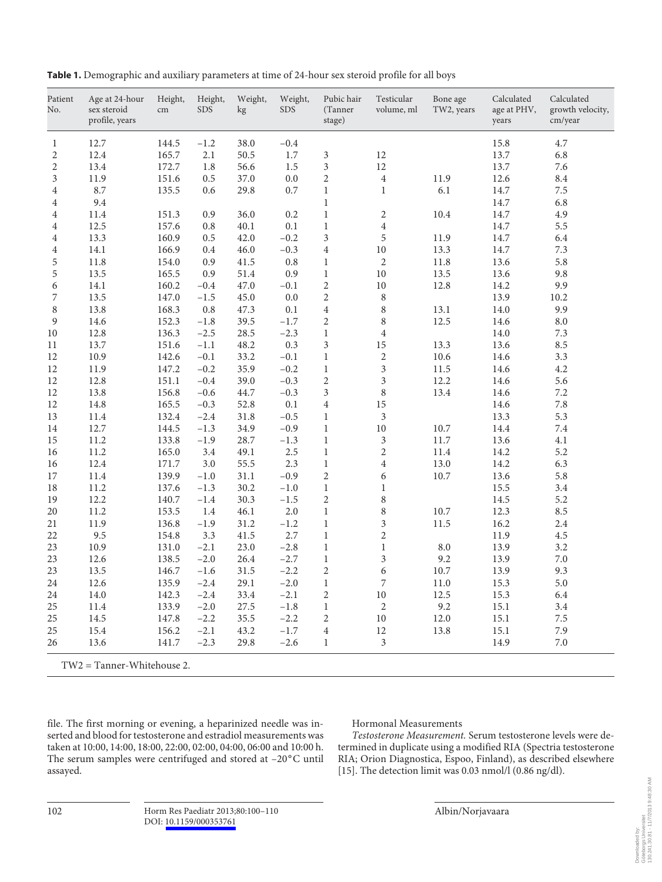**Table 1.** Demographic and auxiliary parameters at time of 24-hour sex steroid profile for all boys

| Patient No. | Age at 24-hour sex steroid profile, years | Height, cm | Height, SDS | Weight, kg | Weight, SDS | Pubic hair (Tanner stage) | Testicular volume, ml | Bone age TW2, years | Calculated age at PHV, years | Calculated growth velocity, cm/year |
|---|---|---|---|---|---|---|---|---|---|---|
| 1 | 12.7 | 144.5 | −1.2 | 38.0 | −0.4 | | | | 15.8 | 4.7 |
| 2 | 12.4 | 165.7 | 2.1 | 50.5 | 1.7 | 3 | 12 | | 13.7 | 6.8 |
| 2 | 13.4 | 172.7 | 1.8 | 56.6 | 1.5 | 3 | 12 | | 13.7 | 7.6 |
| 3 | 11.9 | 151.6 | 0.5 | 37.0 | 0.0 | 2 | 4 | 11.9 | 12.6 | 8.4 |
| 4 | 8.7 | 135.5 | 0.6 | 29.8 | 0.7 | 1 | 1 | 6.1 | 14.7 | 7.5 |
| 4 | 9.4 | | | | | 1 | | | 14.7 | 6.8 |
| 4 | 11.4 | 151.3 | 0.9 | 36.0 | 0.2 | 1 | 2 | 10.4 | 14.7 | 4.9 |
| 4 | 12.5 | 157.6 | 0.8 | 40.1 | 0.1 | 1 | 4 | | 14.7 | 5.5 |
| 4 | 13.3 | 160.9 | 0.5 | 42.0 | −0.2 | 3 | 5 | 11.9 | 14.7 | 6.4 |
| 4 | 14.1 | 166.9 | 0.4 | 46.0 | −0.3 | 4 | 10 | 13.3 | 14.7 | 7.3 |
| 5 | 11.8 | 154.0 | 0.9 | 41.5 | 0.8 | 1 | 2 | 11.8 | 13.6 | 5.8 |
| 5 | 13.5 | 165.5 | 0.9 | 51.4 | 0.9 | 1 | 10 | 13.5 | 13.6 | 9.8 |
| 6 | 14.1 | 160.2 | −0.4 | 47.0 | −0.1 | 2 | 10 | 12.8 | 14.2 | 9.9 |
| 7 | 13.5 | 147.0 | −1.5 | 45.0 | 0.0 | 2 | 8 | | 13.9 | 10.2 |
| 8 | 13.8 | 168.3 | 0.8 | 47.3 | 0.1 | 4 | 8 | 13.1 | 14.0 | 9.9 |
| 9 | 14.6 | 152.3 | −1.8 | 39.5 | −1.7 | 2 | 8 | 12.5 | 14.6 | 8.0 |
| 10 | 12.8 | 136.3 | −2.5 | 28.5 | −2.3 | 1 | 4 | | 14.0 | 7.3 |
| 11 | 13.7 | 151.6 | −1.1 | 48.2 | 0.3 | 3 | 15 | 13.3 | 13.6 | 8.5 |
| 12 | 10.9 | 142.6 | −0.1 | 33.2 | −0.1 | 1 | 2 | 10.6 | 14.6 | 3.3 |
| 12 | 11.9 | 147.2 | −0.2 | 35.9 | −0.2 | 1 | 3 | 11.5 | 14.6 | 4.2 |
| 12 | 12.8 | 151.1 | −0.4 | 39.0 | −0.3 | 2 | 3 | 12.2 | 14.6 | 5.6 |
| 12 | 13.8 | 156.8 | −0.6 | 44.7 | −0.3 | 3 | 8 | 13.4 | 14.6 | 7.2 |
| 12 | 14.8 | 165.5 | −0.3 | 52.8 | 0.1 | 4 | 15 | | 14.6 | 7.8 |
| 13 | 11.4 | 132.4 | −2.4 | 31.8 | −0.5 | 1 | 3 | | 13.3 | 5.3 |
| 14 | 12.7 | 144.5 | −1.3 | 34.9 | −0.9 | 1 | 10 | 10.7 | 14.4 | 7.4 |
| 15 | 11.2 | 133.8 | −1.9 | 28.7 | −1.3 | 1 | 3 | 11.7 | 13.6 | 4.1 |
| 16 | 11.2 | 165.0 | 3.4 | 49.1 | 2.5 | 1 | 2 | 11.4 | 14.2 | 5.2 |
| 16 | 12.4 | 171.7 | 3.0 | 55.5 | 2.3 | 1 | 4 | 13.0 | 14.2 | 6.3 |
| 17 | 11.4 | 139.9 | −1.0 | 31.1 | −0.9 | 2 | 6 | 10.7 | 13.6 | 5.8 |
| 18 | 11.2 | 137.6 | −1.3 | 30.2 | −1.0 | 1 | 1 | | 15.5 | 3.4 |
| 19 | 12.2 | 140.7 | −1.4 | 30.3 | −1.5 | 2 | 8 | | 14.5 | 5.2 |
| 20 | 11.2 | 153.5 | 1.4 | 46.1 | 2.0 | 1 | 8 | 10.7 | 12.3 | 8.5 |
| 21 | 11.9 | 136.8 | −1.9 | 31.2 | −1.2 | 1 | 3 | 11.5 | 16.2 | 2.4 |
| 22 | 9.5 | 154.8 | 3.3 | 41.5 | 2.7 | 1 | 2 | | 11.9 | 4.5 |
| 23 | 10.9 | 131.0 | −2.1 | 23.0 | −2.8 | 1 | 1 | 8.0 | 13.9 | 3.2 |
| 23 | 12.6 | 138.5 | −2.0 | 26.4 | −2.7 | 1 | 3 | 9.2 | 13.9 | 7.0 |
| 23 | 13.5 | 146.7 | −1.6 | 31.5 | −2.2 | 2 | 6 | 10.7 | 13.9 | 9.3 |
| 24 | 12.6 | 135.9 | −2.4 | 29.1 | −2.0 | 1 | 7 | 11.0 | 15.3 | 5.0 |
| 24 | 14.0 | 142.3 | −2.4 | 33.4 | −2.1 | 2 | 10 | 12.5 | 15.3 | 6.4 |
| 25 | 11.4 | 133.9 | −2.0 | 27.5 | −1.8 | 1 | 2 | 9.2 | 15.1 | 3.4 |
| 25 | 14.5 | 147.8 | −2.2 | 35.5 | −2.2 | 2 | 10 | 12.0 | 15.1 | 7.5 |
| 25 | 15.4 | 156.2 | −2.1 | 43.2 | −1.7 | 4 | 12 | 13.8 | 15.1 | 7.9 |
| 26 | 13.6 | 141.7 | −2.3 | 29.8 | −2.6 | 1 | 3 | | 14.9 | 7.0 |

TW2 = Tanner-Whitehouse 2.

file. The first morning or evening, a heparinized needle was inserted and blood for testosterone and estradiol measurements was taken at 10:00, 14:00, 18:00, 22:00, 02:00, 04:00, 06:00 and 10:00 h. The serum samples were centrifuged and stored at −20°C until assayed.

Hormonal Measurements

*Testosterone Measurement.* Serum testosterone levels were determined in duplicate using a modified RIA (Spectria testosterone RIA; Orion Diagnostica, Espoo, Finland), as described elsewhere [15]. The detection limit was 0.03 nmol/l (0.86 ng/dl).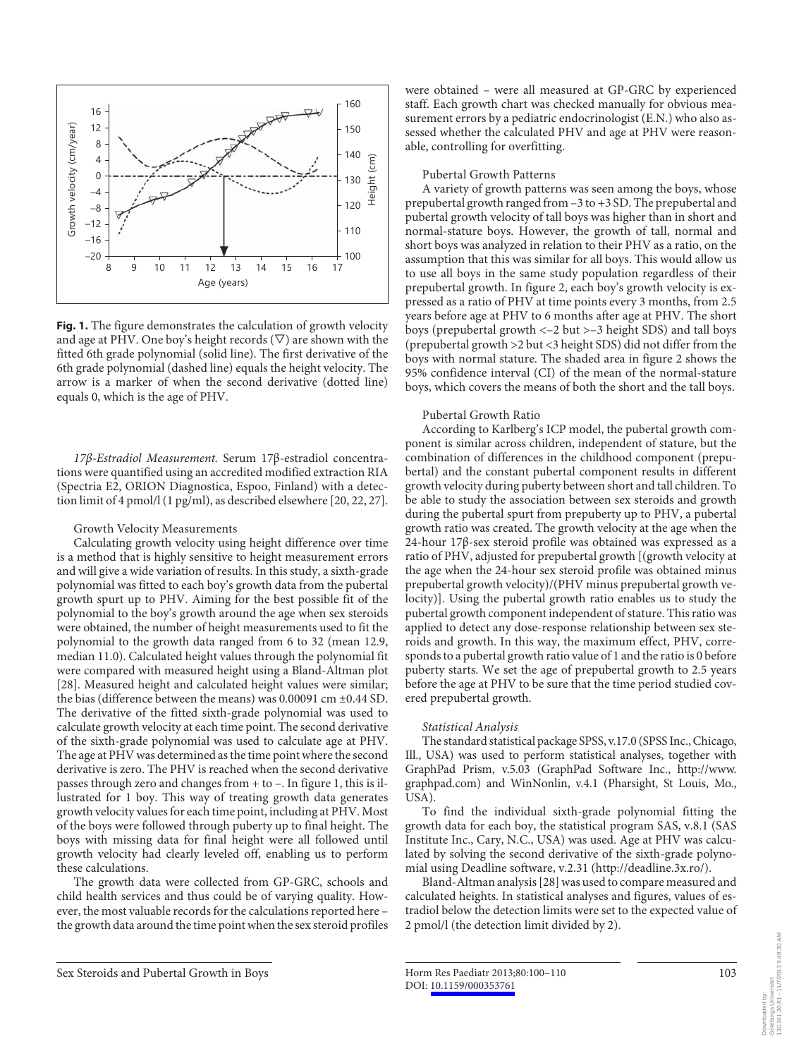**Fig. 1.** The figure demonstrates the calculation of growth velocity and age at PHV. One boy's height records (▽) are shown with the fitted 6th grade polynomial (solid line). The first derivative of the 6th grade polynomial (dashed line) equals the height velocity. The arrow is a marker of when the second derivative (dotted line) equals 0, which is the age of PHV.

*17β-Estradiol Measurement.* Serum 17β-estradiol concentrations were quantified using an accredited modified extraction RIA (Spectria E2, ORION Diagnostica, Espoo, Finland) with a detection limit of 4 pmol/l (1 pg/ml), as described elsewhere [20, 22, 27].

Growth Velocity Measurements

Calculating growth velocity using height difference over time is a method that is highly sensitive to height measurement errors and will give a wide variation of results. In this study, a sixth-grade polynomial was fitted to each boy's growth data from the pubertal growth spurt up to PHV. Aiming for the best possible fit of the polynomial to the boy's growth around the age when sex steroids were obtained, the number of height measurements used to fit the polynomial to the growth data ranged from 6 to 32 (mean 12.9, median 11.0). Calculated height values through the polynomial fit were compared with measured height using a Bland-Altman plot [28]. Measured height and calculated height values were similar; the bias (difference between the means) was 0.00091 cm ±0.44 SD. The derivative of the fitted sixth-grade polynomial was used to calculate growth velocity at each time point. The second derivative of the sixth-grade polynomial was used to calculate age at PHV. The age at PHV was determined as the time point where the second derivative is zero. The PHV is reached when the second derivative passes through zero and changes from + to –. In figure 1, this is illustrated for 1 boy. This way of treating growth data generates growth velocity values for each time point, including at PHV. Most of the boys were followed through puberty up to final height. The boys with missing data for final height were all followed until growth velocity had clearly leveled off, enabling us to perform these calculations.

The growth data were collected from GP-GRC, schools and child health services and thus could be of varying quality. However, the most valuable records for the calculations reported here – the growth data around the time point when the sex steroid profiles were obtained – were all measured at GP-GRC by experienced staff. Each growth chart was checked manually for obvious measurement errors by a pediatric endocrinologist (E.N.) who also assessed whether the calculated PHV and age at PHV were reasonable, controlling for overfitting.

Pubertal Growth Patterns

A variety of growth patterns was seen among the boys, whose prepubertal growth ranged from –3 to +3 SD. The prepubertal and pubertal growth velocity of tall boys was higher than in short and normal-stature boys. However, the growth of tall, normal and short boys was analyzed in relation to their PHV as a ratio, on the assumption that this was similar for all boys. This would allow us to use all boys in the same study population regardless of their prepubertal growth. In figure 2, each boy's growth velocity is expressed as a ratio of PHV at time points every 3 months, from 2.5 years before age at PHV to 6 months after age at PHV. The short boys (prepubertal growth <–2 but >–3 height SDS) and tall boys (prepubertal growth >2 but <3 height SDS) did not differ from the boys with normal stature. The shaded area in figure 2 shows the 95% confidence interval (CI) of the mean of the normal-stature boys, which covers the means of both the short and the tall boys.

Pubertal Growth Ratio

According to Karlberg's ICP model, the pubertal growth component is similar across children, independent of stature, but the combination of differences in the childhood component (prepubertal) and the constant pubertal component results in different growth velocity during puberty between short and tall children. To be able to study the association between sex steroids and growth during the pubertal spurt from prepuberty up to PHV, a pubertal growth ratio was created. The growth velocity at the age when the 24-hour 17β-sex steroid profile was obtained was expressed as a ratio of PHV, adjusted for prepubertal growth [(growth velocity at the age when the 24-hour sex steroid profile was obtained minus prepubertal growth velocity)/(PHV minus prepubertal growth velocity)]. Using the pubertal growth ratio enables us to study the pubertal growth component independent of stature. This ratio was applied to detect any dose-response relationship between sex steroids and growth. In this way, the maximum effect, PHV, corresponds to a pubertal growth ratio value of 1 and the ratio is 0 before puberty starts. We set the age of prepubertal growth to 2.5 years before the age at PHV to be sure that the time period studied covered prepubertal growth.

*Statistical Analysis*

The standard statistical package SPSS, v.17.0 (SPSS Inc., Chicago, Ill., USA) was used to perform statistical analyses, together with GraphPad Prism, v.5.03 (GraphPad Software Inc., http://www.graphpad.com) and WinNonlin, v.4.1 (Pharsight, St Louis, Mo., USA).

To find the individual sixth-grade polynomial fitting the growth data for each boy, the statistical program SAS, v.8.1 (SAS Institute Inc., Cary, N.C., USA) was used. Age at PHV was calculated by solving the second derivative of the sixth-grade polynomial using Deadline software, v.2.31 (http://deadline.3x.ro/).

Bland-Altman analysis [28] was used to compare measured and calculated heights. In statistical analyses and figures, values of estradiol below the detection limits were set to the expected value of 2 pmol/l (the detection limit divided by 2).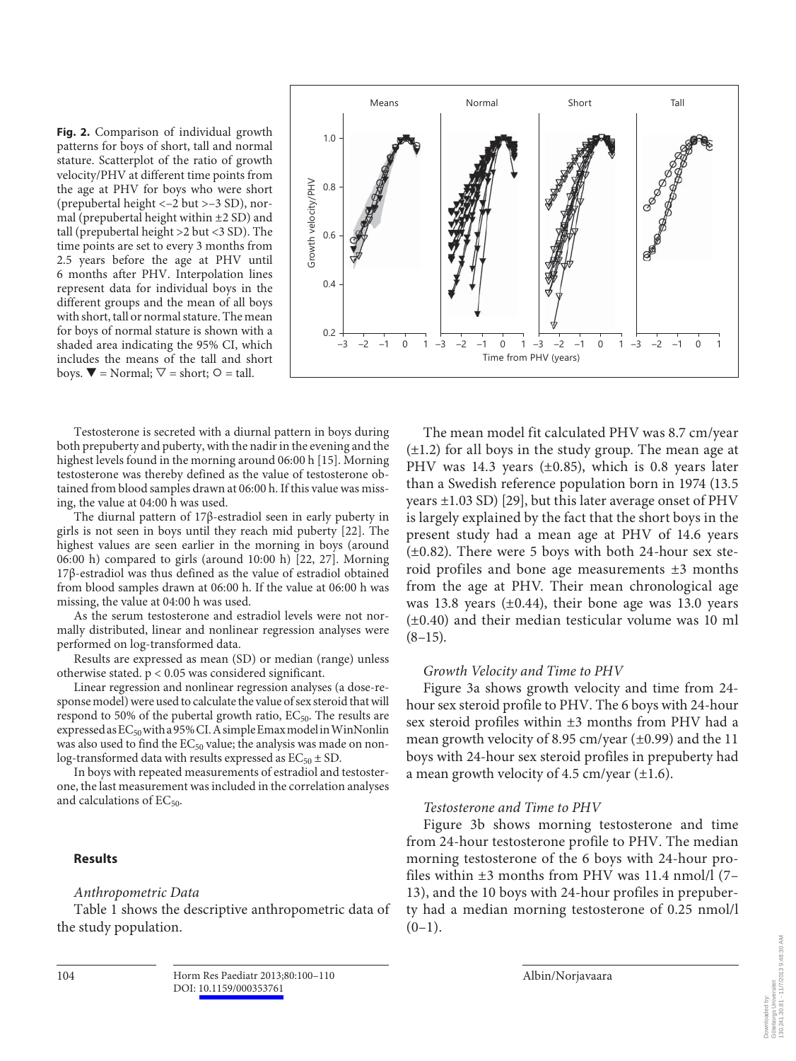**Fig. 2.** Comparison of individual growth patterns for boys of short, tall and normal stature. Scatterplot of the ratio of growth velocity/PHV at different time points from the age at PHV for boys who were short (prepubertal height <–2 but >–3 SD), normal (prepubertal height within ±2 SD) and tall (prepubertal height >2 but <3 SD). The time points are set to every 3 months from 2.5 years before the age at PHV until 6 months after PHV. Interpolation lines represent data for individual boys in the different groups and the mean of all boys with short, tall or normal stature. The mean for boys of normal stature is shown with a shaded area indicating the 95% CI, which includes the means of the tall and short boys. ▼ = Normal; ▽ = short; ○ = tall.

Testosterone is secreted with a diurnal pattern in boys during both prepuberty and puberty, with the nadir in the evening and the highest levels found in the morning around 06:00 h [15]. Morning testosterone was thereby defined as the value of testosterone obtained from blood samples drawn at 06:00 h. If this value was missing, the value at 04:00 h was used.

The diurnal pattern of 17β-estradiol seen in early puberty in girls is not seen in boys until they reach mid puberty [22]. The highest values are seen earlier in the morning in boys (around 06:00 h) compared to girls (around 10:00 h) [22, 27]. Morning 17β-estradiol was thus defined as the value of estradiol obtained from blood samples drawn at 06:00 h. If the value at 06:00 h was missing, the value at 04:00 h was used.

As the serum testosterone and estradiol levels were not normally distributed, linear and nonlinear regression analyses were performed on log-transformed data.

Results are expressed as mean (SD) or median (range) unless otherwise stated. $p < 0.05$ was considered significant.

Linear regression and nonlinear regression analyses (a dose-response model) were used to calculate the value of sex steroid that will respond to 50% of the pubertal growth ratio, $EC_{50}$. The results are expressed as $EC_{50}$ with a 95% CI. A simple Emax model in WinNonlin was also used to find the $EC_{50}$ value; the analysis was made on non-log-transformed data with results expressed as $EC_{50}$ ± SD.

In boys with repeated measurements of estradiol and testosterone, the last measurement was included in the correlation analyses and calculations of $EC_{50}$.

## Results

### *Anthropometric Data*

Table 1 shows the descriptive anthropometric data of the study population.

The mean model fit calculated PHV was 8.7 cm/year (±1.2) for all boys in the study group. The mean age at PHV was 14.3 years (±0.85), which is 0.8 years later than a Swedish reference population born in 1974 (13.5 years ±1.03 SD) [29], but this later average onset of PHV is largely explained by the fact that the short boys in the present study had a mean age at PHV of 14.6 years (±0.82). There were 5 boys with both 24-hour sex steroid profiles and bone age measurements ±3 months from the age at PHV. Their mean chronological age was 13.8 years (±0.44), their bone age was 13.0 years (±0.40) and their median testicular volume was 10 ml (8–15).

### *Growth Velocity and Time to PHV*

Figure 3a shows growth velocity and time from 24-hour sex steroid profile to PHV. The 6 boys with 24-hour sex steroid profiles within ±3 months from PHV had a mean growth velocity of 8.95 cm/year (±0.99) and the 11 boys with 24-hour sex steroid profiles in prepuberty had a mean growth velocity of 4.5 cm/year (±1.6).

### *Testosterone and Time to PHV*

Figure 3b shows morning testosterone and time from 24-hour testosterone profile to PHV. The median morning testosterone of the 6 boys with 24-hour profiles within ±3 months from PHV was 11.4 nmol/l (7–13), and the 10 boys with 24-hour profiles in prepuberty had a median morning testosterone of 0.25 nmol/l (0–1).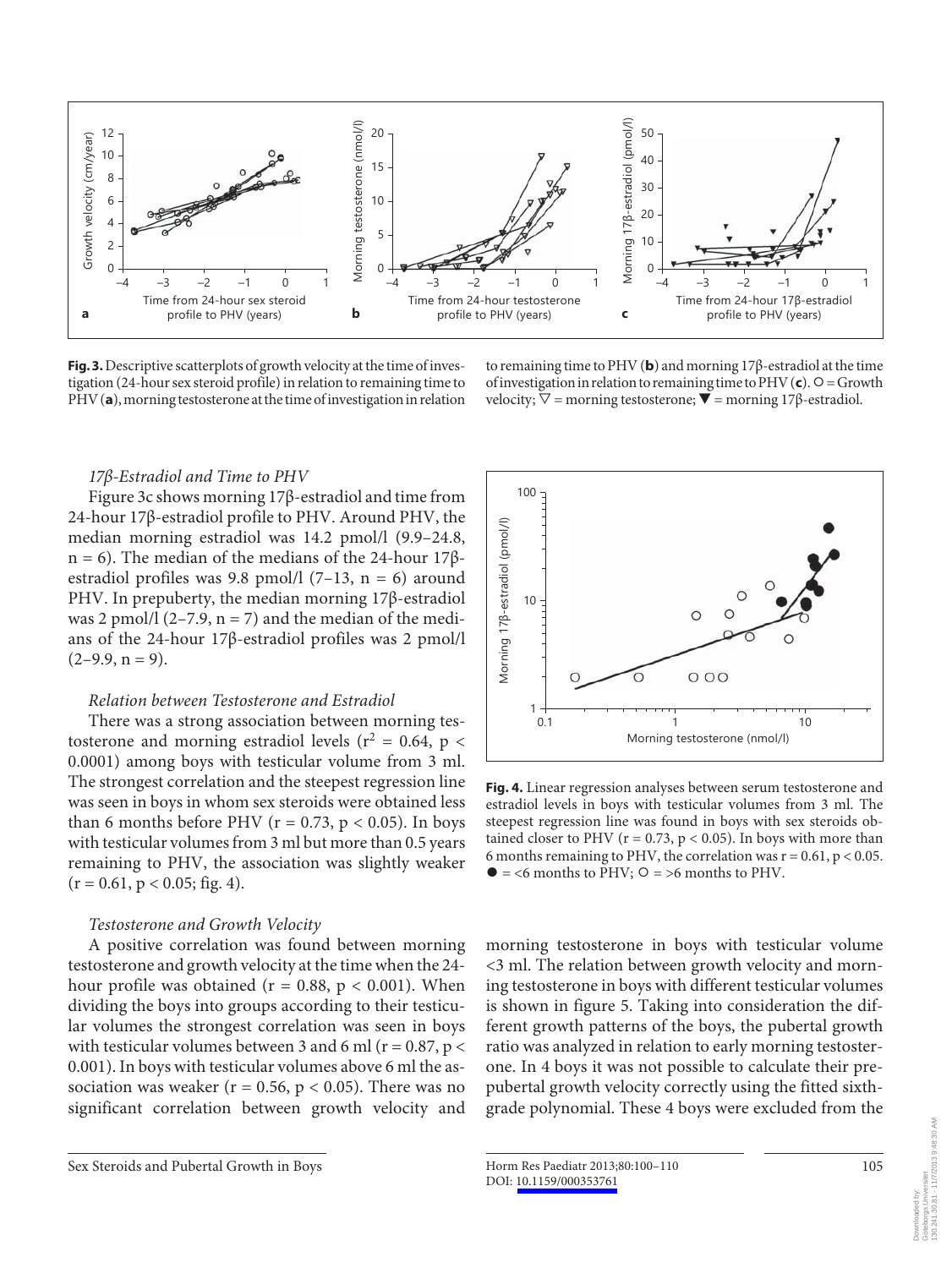**Fig. 3.** Descriptive scatterplots of growth velocity at the time of investigation (24-hour sex steroid profile) in relation to remaining time to PHV (**a**), morning testosterone at the time of investigation in relation to remaining time to PHV (**b**) and morning 17β-estradiol at the time of investigation in relation to remaining time to PHV (**c**). ○ = Growth velocity; ▽ = morning testosterone; ▼ = morning 17β-estradiol.

### *17β-Estradiol and Time to PHV*

Figure 3c shows morning 17β-estradiol and time from 24-hour 17β-estradiol profile to PHV. Around PHV, the median morning estradiol was 14.2 pmol/l (9.9–24.8, n = 6). The median of the medians of the 24-hour 17β-estradiol profiles was 9.8 pmol/l (7–13, n = 6) around PHV. In prepuberty, the median morning 17β-estradiol was 2 pmol/l (2–7.9, n = 7) and the median of the medians of the 24-hour 17β-estradiol profiles was 2 pmol/l (2–9.9, n = 9).

### *Relation between Testosterone and Estradiol*

There was a strong association between morning testosterone and morning estradiol levels ($r^2 = 0.64$, $p < 0.0001$) among boys with testicular volume from 3 ml. The strongest correlation and the steepest regression line was seen in boys in whom sex steroids were obtained less than 6 months before PHV ($r = 0.73$, $p < 0.05$). In boys with testicular volumes from 3 ml but more than 0.5 years remaining to PHV, the association was slightly weaker ($r = 0.61$, $p < 0.05$; fig. 4).

**Fig. 4.** Linear regression analyses between serum testosterone and estradiol levels in boys with testicular volumes from 3 ml. The steepest regression line was found in boys with sex steroids obtained closer to PHV ($r = 0.73$, $p < 0.05$). In boys with more than 6 months remaining to PHV, the correlation was $r = 0.61$, $p < 0.05$. ● = <6 months to PHV; ○ = >6 months to PHV.

### *Testosterone and Growth Velocity*

A positive correlation was found between morning testosterone and growth velocity at the time when the 24-hour profile was obtained ($r = 0.88$, $p < 0.001$). When dividing the boys into groups according to their testicular volumes the strongest correlation was seen in boys with testicular volumes between 3 and 6 ml ($r = 0.87$, $p < 0.001$). In boys with testicular volumes above 6 ml the association was weaker ($r = 0.56$, $p < 0.05$). There was no significant correlation between growth velocity and morning testosterone in boys with testicular volume <3 ml. The relation between growth velocity and morning testosterone in boys with different testicular volumes is shown in figure 5. Taking into consideration the different growth patterns of the boys, the pubertal growth ratio was analyzed in relation to early morning testosterone. In 4 boys it was not possible to calculate their prepubertal growth velocity correctly using the fitted sixth-grade polynomial. These 4 boys were excluded from the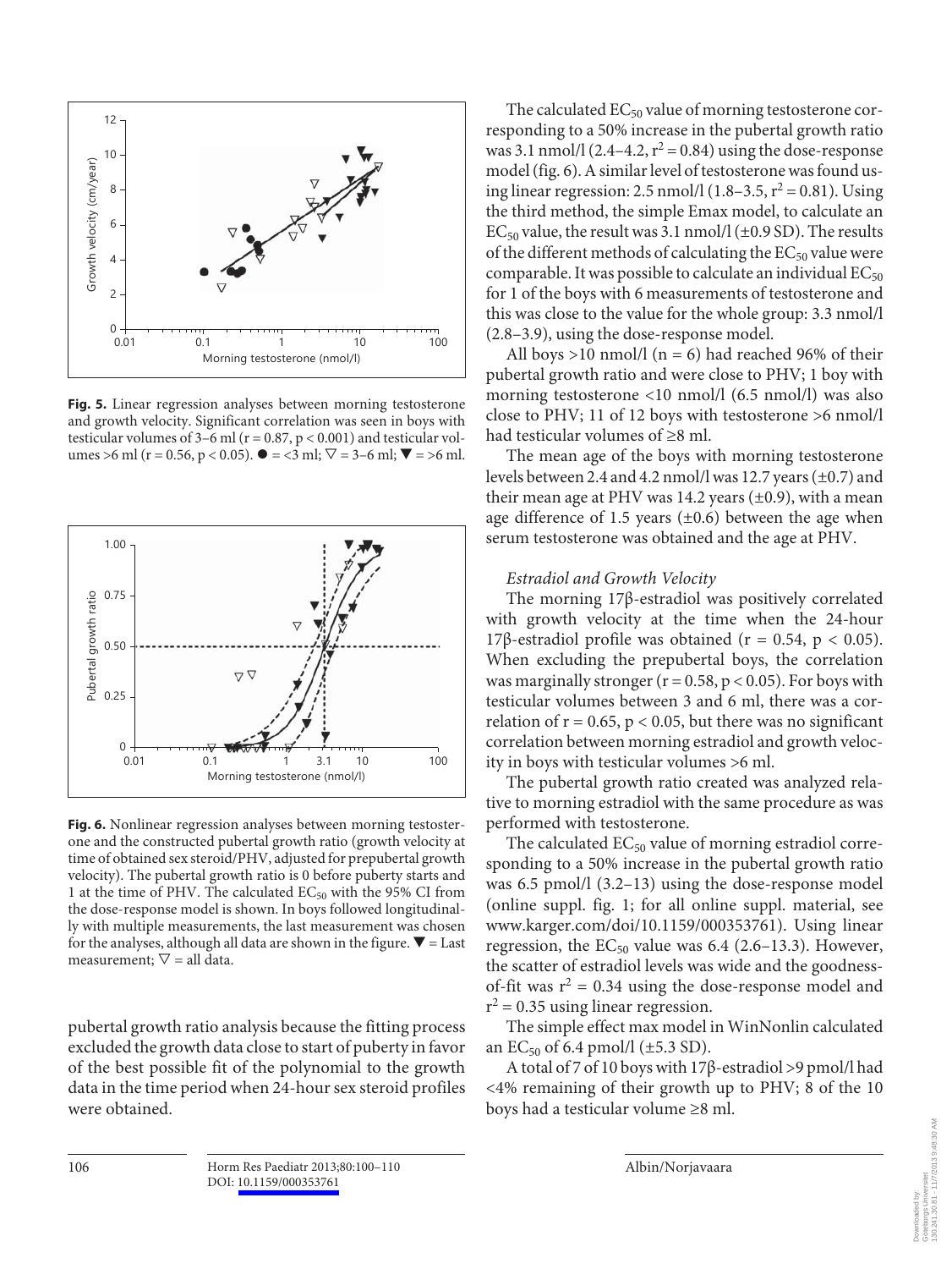**Fig. 5.** Linear regression analyses between morning testosterone and growth velocity. Significant correlation was seen in boys with testicular volumes of 3–6 ml ($r = 0.87$, $p < 0.001$) and testicular volumes >6 ml ($r = 0.56$, $p < 0.05$). ● = <3 ml; ▽ = 3–6 ml; ▼ = >6 ml.

**Fig. 6.** Nonlinear regression analyses between morning testosterone and the constructed pubertal growth ratio (growth velocity at time of obtained sex steroid/PHV, adjusted for prepubertal growth velocity). The pubertal growth ratio is 0 before puberty starts and 1 at the time of PHV. The calculated $EC_{50}$ with the 95% CI from the dose-response model is shown. In boys followed longitudinally with multiple measurements, the last measurement was chosen for the analyses, although all data are shown in the figure. ▼ = Last measurement; ▽ = all data.

pubertal growth ratio analysis because the fitting process excluded the growth data close to start of puberty in favor of the best possible fit of the polynomial to the growth data in the time period when 24-hour sex steroid profiles were obtained.

The calculated $EC_{50}$ value of morning testosterone corresponding to a 50% increase in the pubertal growth ratio was 3.1 nmol/l (2.4–4.2, $r^2 = 0.84$) using the dose-response model (fig. 6). A similar level of testosterone was found using linear regression: 2.5 nmol/l (1.8–3.5, $r^2 = 0.81$). Using the third method, the simple Emax model, to calculate an $EC_{50}$ value, the result was 3.1 nmol/l (±0.9 SD). The results of the different methods of calculating the $EC_{50}$ value were comparable. It was possible to calculate an individual $EC_{50}$ for 1 of the boys with 6 measurements of testosterone and this was close to the value for the whole group: 3.3 nmol/l (2.8–3.9), using the dose-response model.

All boys >10 nmol/l (n = 6) had reached 96% of their pubertal growth ratio and were close to PHV; 1 boy with morning testosterone <10 nmol/l (6.5 nmol/l) was also close to PHV; 11 of 12 boys with testosterone >6 nmol/l had testicular volumes of ≥8 ml.

The mean age of the boys with morning testosterone levels between 2.4 and 4.2 nmol/l was 12.7 years (±0.7) and their mean age at PHV was 14.2 years (±0.9), with a mean age difference of 1.5 years (±0.6) between the age when serum testosterone was obtained and the age at PHV.

### *Estradiol and Growth Velocity*

The morning 17β-estradiol was positively correlated with growth velocity at the time when the 24-hour 17β-estradiol profile was obtained ($r = 0.54$, $p < 0.05$). When excluding the prepubertal boys, the correlation was marginally stronger ($r = 0.58$, $p < 0.05$). For boys with testicular volumes between 3 and 6 ml, there was a correlation of $r = 0.65$, $p < 0.05$, but there was no significant correlation between morning estradiol and growth velocity in boys with testicular volumes >6 ml.

The pubertal growth ratio created was analyzed relative to morning estradiol with the same procedure as was performed with testosterone.

The calculated $EC_{50}$ value of morning estradiol corresponding to a 50% increase in the pubertal growth ratio was 6.5 pmol/l (3.2–13) using the dose-response model (online suppl. fig. 1; for all online suppl. material, see www.karger.com/doi/10.1159/000353761). Using linear regression, the $EC_{50}$ value was 6.4 (2.6–13.3). However, the scatter of estradiol levels was wide and the goodness-of-fit was $r^2 = 0.34$ using the dose-response model and $r^2 = 0.35$ using linear regression.

The simple effect max model in WinNonlin calculated an $EC_{50}$ of 6.4 pmol/l (±5.3 SD).

A total of 7 of 10 boys with 17β-estradiol >9 pmol/l had <4% remaining of their growth up to PHV; 8 of the 10 boys had a testicular volume ≥8 ml.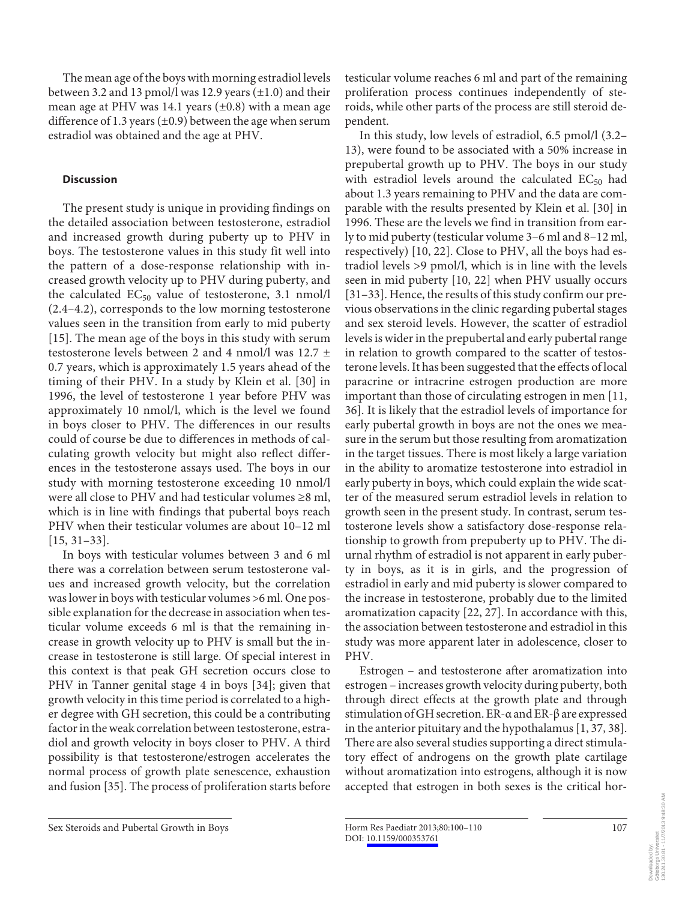The mean age of the boys with morning estradiol levels between 3.2 and 13 pmol/l was 12.9 years (±1.0) and their mean age at PHV was 14.1 years (±0.8) with a mean age difference of 1.3 years (±0.9) between the age when serum estradiol was obtained and the age at PHV.

## Discussion

The present study is unique in providing findings on the detailed association between testosterone, estradiol and increased growth during puberty up to PHV in boys. The testosterone values in this study fit well into the pattern of a dose-response relationship with increased growth velocity up to PHV during puberty, and the calculated $EC_{50}$ value of testosterone, 3.1 nmol/l (2.4–4.2), corresponds to the low morning testosterone values seen in the transition from early to mid puberty [15]. The mean age of the boys in this study with serum testosterone levels between 2 and 4 nmol/l was 12.7 ± 0.7 years, which is approximately 1.5 years ahead of the timing of their PHV. In a study by Klein et al. [30] in 1996, the level of testosterone 1 year before PHV was approximately 10 nmol/l, which is the level we found in boys closer to PHV. The differences in our results could of course be due to differences in methods of calculating growth velocity but might also reflect differences in the testosterone assays used. The boys in our study with morning testosterone exceeding 10 nmol/l were all close to PHV and had testicular volumes ≥8 ml, which is in line with findings that pubertal boys reach PHV when their testicular volumes are about 10–12 ml [15, 31–33].

In boys with testicular volumes between 3 and 6 ml there was a correlation between serum testosterone values and increased growth velocity, but the correlation was lower in boys with testicular volumes >6 ml. One possible explanation for the decrease in association when testicular volume exceeds 6 ml is that the remaining increase in growth velocity up to PHV is small but the increase in testosterone is still large. Of special interest in this context is that peak GH secretion occurs close to PHV in Tanner genital stage 4 in boys [34]; given that growth velocity in this time period is correlated to a higher degree with GH secretion, this could be a contributing factor in the weak correlation between testosterone, estradiol and growth velocity in boys closer to PHV. A third possibility is that testosterone/estrogen accelerates the normal process of growth plate senescence, exhaustion and fusion [35]. The process of proliferation starts before testicular volume reaches 6 ml and part of the remaining proliferation process continues independently of steroids, while other parts of the process are still steroid dependent.

In this study, low levels of estradiol, 6.5 pmol/l (3.2–13), were found to be associated with a 50% increase in prepubertal growth up to PHV. The boys in our study with estradiol levels around the calculated $EC_{50}$ had about 1.3 years remaining to PHV and the data are comparable with the results presented by Klein et al. [30] in 1996. These are the levels we find in transition from early to mid puberty (testicular volume 3–6 ml and 8–12 ml, respectively) [10, 22]. Close to PHV, all the boys had estradiol levels >9 pmol/l, which is in line with the levels seen in mid puberty [10, 22] when PHV usually occurs [31–33]. Hence, the results of this study confirm our previous observations in the clinic regarding pubertal stages and sex steroid levels. However, the scatter of estradiol levels is wider in the prepubertal and early pubertal range in relation to growth compared to the scatter of testosterone levels. It has been suggested that the effects of local paracrine or intracrine estrogen production are more important than those of circulating estrogen in men [11, 36]. It is likely that the estradiol levels of importance for early pubertal growth in boys are not the ones we measure in the serum but those resulting from aromatization in the target tissues. There is most likely a large variation in the ability to aromatize testosterone into estradiol in early puberty in boys, which could explain the wide scatter of the measured serum estradiol levels in relation to growth seen in the present study. In contrast, serum testosterone levels show a satisfactory dose-response relationship to growth from prepuberty up to PHV. The diurnal rhythm of estradiol is not apparent in early puberty in boys, as it is in girls, and the progression of estradiol in early and mid puberty is slower compared to the increase in testosterone, probably due to the limited aromatization capacity [22, 27]. In accordance with this, the association between testosterone and estradiol in this study was more apparent later in adolescence, closer to PHV.

Estrogen – and testosterone after aromatization into estrogen – increases growth velocity during puberty, both through direct effects at the growth plate and through stimulation of GH secretion. ER-α and ER-β are expressed in the anterior pituitary and the hypothalamus [1, 37, 38]. There are also several studies supporting a direct stimulatory effect of androgens on the growth plate cartilage without aromatization into estrogens, although it is now accepted that estrogen in both sexes is the critical hor-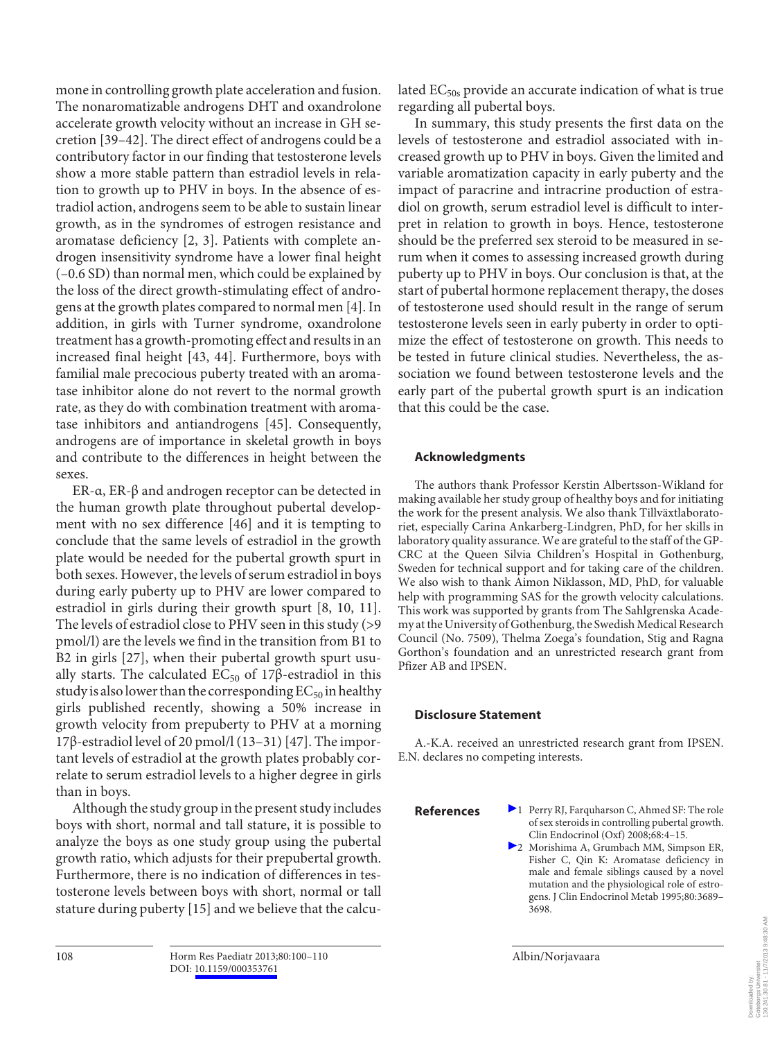mone in controlling growth plate acceleration and fusion. The nonaromatizable androgens DHT and oxandrolone accelerate growth velocity without an increase in GH secretion [39–42]. The direct effect of androgens could be a contributory factor in our finding that testosterone levels show a more stable pattern than estradiol levels in relation to growth up to PHV in boys. In the absence of estradiol action, androgens seem to be able to sustain linear growth, as in the syndromes of estrogen resistance and aromatase deficiency [2, 3]. Patients with complete androgen insensitivity syndrome have a lower final height (–0.6 SD) than normal men, which could be explained by the loss of the direct growth-stimulating effect of androgens at the growth plates compared to normal men [4]. In addition, in girls with Turner syndrome, oxandrolone treatment has a growth-promoting effect and results in an increased final height [43, 44]. Furthermore, boys with familial male precocious puberty treated with an aromatase inhibitor alone do not revert to the normal growth rate, as they do with combination treatment with aromatase inhibitors and antiandrogens [45]. Consequently, androgens are of importance in skeletal growth in boys and contribute to the differences in height between the sexes.

ER-α, ER-β and androgen receptor can be detected in the human growth plate throughout pubertal development with no sex difference [46] and it is tempting to conclude that the same levels of estradiol in the growth plate would be needed for the pubertal growth spurt in both sexes. However, the levels of serum estradiol in boys during early puberty up to PHV are lower compared to estradiol in girls during their growth spurt [8, 10, 11]. The levels of estradiol close to PHV seen in this study (>9 pmol/l) are the levels we find in the transition from B1 to B2 in girls [27], when their pubertal growth spurt usually starts. The calculated $EC_{50}$ of 17β-estradiol in this study is also lower than the corresponding $EC_{50}$ in healthy girls published recently, showing a 50% increase in growth velocity from prepuberty to PHV at a morning 17β-estradiol level of 20 pmol/l (13–31) [47]. The important levels of estradiol at the growth plates probably correlate to serum estradiol levels to a higher degree in girls than in boys.

Although the study group in the present study includes boys with short, normal and tall stature, it is possible to analyze the boys as one study group using the pubertal growth ratio, which adjusts for their prepubertal growth. Furthermore, there is no indication of differences in testosterone levels between boys with short, normal or tall stature during puberty [15] and we believe that the calculated $EC_{50s}$ provide an accurate indication of what is true regarding all pubertal boys.

In summary, this study presents the first data on the levels of testosterone and estradiol associated with increased growth up to PHV in boys. Given the limited and variable aromatization capacity in early puberty and the impact of paracrine and intracrine production of estradiol on growth, serum estradiol level is difficult to interpret in relation to growth in boys. Hence, testosterone should be the preferred sex steroid to be measured in serum when it comes to assessing increased growth during puberty up to PHV in boys. Our conclusion is that, at the start of pubertal hormone replacement therapy, the doses of testosterone used should result in the range of serum testosterone levels seen in early puberty in order to optimize the effect of testosterone on growth. This needs to be tested in future clinical studies. Nevertheless, the association we found between testosterone levels and the early part of the pubertal growth spurt is an indication that this could be the case.

## Acknowledgments

The authors thank Professor Kerstin Albertsson-Wikland for making available her study group of healthy boys and for initiating the work for the present analysis. We also thank Tillväxtlaboratoriet, especially Carina Ankarberg-Lindgren, PhD, for her skills in laboratory quality assurance. We are grateful to the staff of the GP-CRC at the Queen Silvia Children's Hospital in Gothenburg, Sweden for technical support and for taking care of the children. We also wish to thank Aimon Niklasson, MD, PhD, for valuable help with programming SAS for the growth velocity calculations. This work was supported by grants from The Sahlgrenska Academy at the University of Gothenburg, the Swedish Medical Research Council (No. 7509), Thelma Zoega's foundation, Stig and Ragna Gorthon's foundation and an unrestricted research grant from Pfizer AB and IPSEN.

## Disclosure Statement

A.-K.A. received an unrestricted research grant from IPSEN. E.N. declares no competing interests.

## References

1. Perry RJ, Farquharson C, Ahmed SF: The role of sex steroids in controlling pubertal growth. Clin Endocrinol (Oxf) 2008;68:4–15.
2. Morishima A, Grumbach MM, Simpson ER, Fisher C, Qin K: Aromatase deficiency in male and female siblings caused by a novel mutation and the physiological role of estrogens. J Clin Endocrinol Metab 1995;80:3689–3698.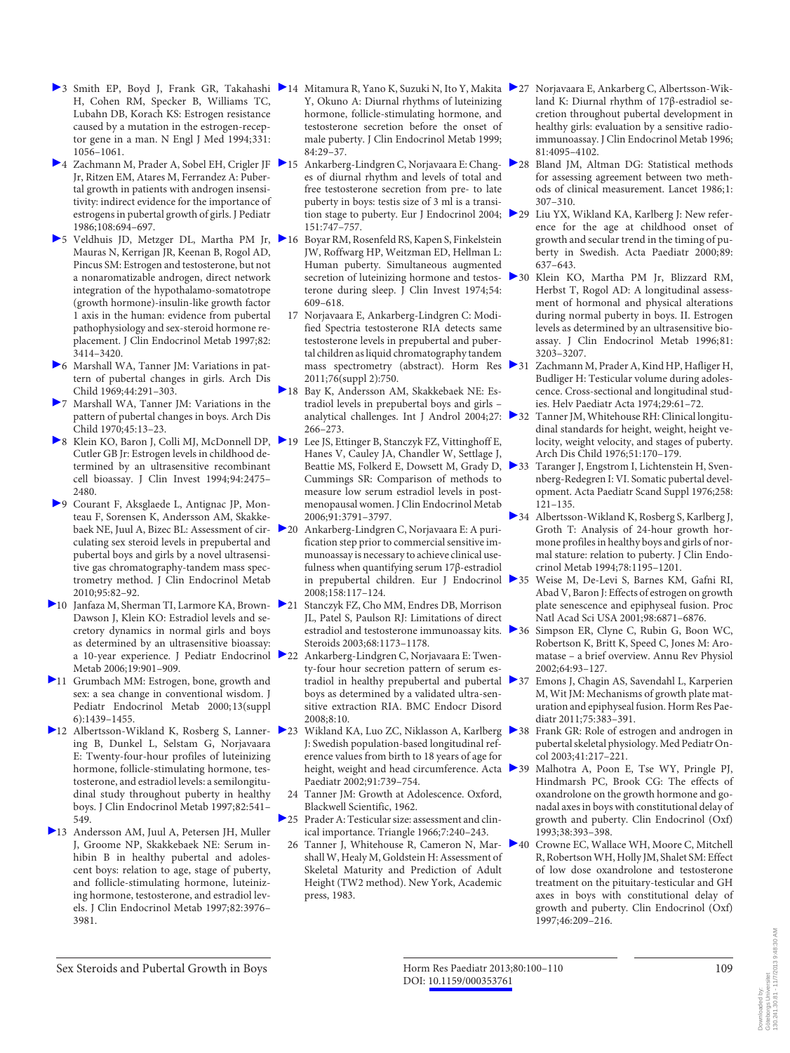3 Smith EP, Boyd J, Frank GR, Takahashi H, Cohen RM, Specker B, Williams TC, Lubahn DB, Korach KS: Estrogen resistance caused by a mutation in the estrogen-receptor gene in a man. N Engl J Med 1994;331:1056–1061.

4 Zachmann M, Prader A, Sobel EH, Crigler JF Jr, Ritzen EM, Atares M, Ferrandez A: Pubertal growth in patients with androgen insensitivity: indirect evidence for the importance of estrogens in pubertal growth of girls. J Pediatr 1986;108:694–697.

5 Veldhuis JD, Metzger DL, Martha PM Jr, Mauras N, Kerrigan JR, Keenan B, Rogol AD, Pincus SM: Estrogen and testosterone, but not a nonaromatizable androgen, direct network integration of the hypothalamo-somatotrope (growth hormone)-insulin-like growth factor 1 axis in the human: evidence from pubertal pathophysiology and sex-steroid hormone replacement. J Clin Endocrinol Metab 1997;82:3414–3420.

6 Marshall WA, Tanner JM: Variations in pattern of pubertal changes in girls. Arch Dis Child 1969;44:291–303.

7 Marshall WA, Tanner JM: Variations in the pattern of pubertal changes in boys. Arch Dis Child 1970;45:13–23.

8 Klein KO, Baron J, Colli MJ, McDonnell DP, Cutler GB Jr: Estrogen levels in childhood determined by an ultrasensitive recombinant cell bioassay. J Clin Invest 1994;94:2475–2480.

9 Courant F, Aksglaede L, Antignac JP, Monteau F, Sorensen K, Andersson AM, Skakkebaek NE, Juul A, Bizec BL: Assessment of circulating sex steroid levels in prepubertal and pubertal boys and girls by a novel ultrasensitive gas chromatography-tandem mass spectrometry method. J Clin Endocrinol Metab 2010;95:82–92.

10 Janfaza M, Sherman TI, Larmore KA, Brown-Dawson J, Klein KO: Estradiol levels and secretory dynamics in normal girls and boys as determined by an ultrasensitive bioassay: a 10-year experience. J Pediatr Endocrinol Metab 2006;19:901–909.

11 Grumbach MM: Estrogen, bone, growth and sex: a sea change in conventional wisdom. J Pediatr Endocrinol Metab 2000;13(suppl 6):1439–1455.

12 Albertsson-Wikland K, Rosberg S, Lannering B, Dunkel L, Selstam G, Norjavaara E: Twenty-four-hour profiles of luteinizing hormone, follicle-stimulating hormone, testosterone, and estradiol levels: a semilongitudinal study throughout puberty in healthy boys. J Clin Endocrinol Metab 1997;82:541–549.

13 Andersson AM, Juul A, Petersen JH, Muller J, Groome NP, Skakkebaek NE: Serum inhibin B in healthy pubertal and adolescent boys: relation to age, stage of puberty, and follicle-stimulating hormone, luteinizing hormone, testosterone, and estradiol levels. J Clin Endocrinol Metab 1997;82:3976–3981.

14 Mitamura R, Yano K, Suzuki N, Ito Y, Makita Y, Okuno A: Diurnal rhythms of luteinizing hormone, follicle-stimulating hormone, and testosterone secretion before the onset of male puberty. J Clin Endocrinol Metab 1999;84:29–37.

15 Ankarberg-Lindgren C, Norjavaara E: Changes of diurnal rhythm and levels of total and free testosterone secretion from pre- to late puberty in boys: testis size of 3 ml is a transition stage to puberty. Eur J Endocrinol 2004;151:747–757.

16 Boyar RM, Rosenfeld RS, Kapen S, Finkelstein JW, Roffwarg HP, Weitzman ED, Hellman L: Human puberty. Simultaneous augmented secretion of luteinizing hormone and testosterone during sleep. J Clin Invest 1974;54:609–618.

17 Norjavaara E, Ankarberg-Lindgren C: Modified Spectria testosterone RIA detects same testosterone levels in prepubertal and pubertal children as liquid chromatography tandem mass spectrometry (abstract). Horm Res 2011;76(suppl 2):750.

18 Bay K, Andersson AM, Skakkebaek NE: Estradiol levels in prepubertal boys and girls – analytical challenges. Int J Androl 2004;27:266–273.

19 Lee JS, Ettinger B, Stanczyk FZ, Vittinghoff E, Hanes V, Cauley JA, Chandler W, Settlage J, Beattie MS, Folkerd E, Dowsett M, Grady D, Cummings SR: Comparison of methods to measure low serum estradiol levels in postmenopausal women. J Clin Endocrinol Metab 2006;91:3791–3797.

20 Ankarberg-Lindgren C, Norjavaara E: A purification step prior to commercial sensitive immunoassay is necessary to achieve clinical usefulness when quantifying serum 17β-estradiol in prepubertal children. Eur J Endocrinol 2008;158:117–124.

21 Stanczyk FZ, Cho MM, Endres DB, Morrison JL, Patel S, Paulson RJ: Limitations of direct estradiol and testosterone immunoassay kits. Steroids 2003;68:1173–1178.

22 Ankarberg-Lindgren C, Norjavaara E: Twenty-four hour secretion pattern of serum estradiol in healthy prepubertal and pubertal boys as determined by a validated ultra-sensitive extraction RIA. BMC Endocr Disord 2008;8:10.

23 Wikland KA, Luo ZC, Niklasson A, Karlberg J: Swedish population-based longitudinal reference values from birth to 18 years of age for height, weight and head circumference. Acta Paediatr 2002;91:739–754.

24 Tanner JM: Growth at Adolescence. Oxford, Blackwell Scientific, 1962.

25 Prader A: Testicular size: assessment and clinical importance. Triangle 1966;7:240–243.

26 Tanner JM, Whitehouse R, Cameron N, Marshall W, Healy M, Goldstein H: Assessment of Skeletal Maturity and Prediction of Adult Height (TW2 method). New York, Academic press, 1983.

27 Norjavaara E, Ankarberg C, Albertsson-Wikland K: Diurnal rhythm of 17β-estradiol secretion throughout pubertal development in healthy girls: evaluation by a sensitive radioimmunoassay. J Clin Endocrinol Metab 1996;81:4095–4102.

28 Bland JM, Altman DG: Statistical methods for assessing agreement between two methods of clinical measurement. Lancet 1986;1:307–310.

29 Liu YX, Wikland KA, Karlberg J: New reference for the age at childhood onset of growth and secular trend in the timing of puberty in Swedish. Acta Paediatr 2000;89:637–643.

30 Klein KO, Martha PM Jr, Blizzard RM, Herbst T, Rogol AD: A longitudinal assessment of hormonal and physical alterations during normal puberty in boys. II. Estrogen levels as determined by an ultrasensitive bioassay. J Clin Endocrinol Metab 1996;81:3203–3207.

31 Zachmann M, Prader A, Kind HP, Hafliger H, Budliger H: Testicular volume during adolescence. Cross-sectional and longitudinal studies. Helv Paediatr Acta 1974;29:61–72.

32 Tanner JM, Whitehouse RH: Clinical longitudinal standards for height, weight, height velocity, weight velocity, and stages of puberty. Arch Dis Child 1976;51:170–179.

33 Taranger J, Engstrom I, Lichtenstein H, Svennberg-Redegren I: VI. Somatic pubertal development. Acta Paediatr Scand Suppl 1976;258:121–135.

34 Albertsson-Wikland K, Rosberg S, Karlberg J, Groth T: Analysis of 24-hour growth hormone profiles in healthy boys and girls of normal stature: relation to puberty. J Clin Endocrinol Metab 1994;78:1195–1201.

35 Weise M, De-Levi S, Barnes KM, Gafni RI, Abad V, Baron J: Effects of estrogen on growth plate senescence and epiphyseal fusion. Proc Natl Acad Sci USA 2001;98:6871–6876.

36 Simpson ER, Clyne C, Rubin G, Boon WC, Robertson K, Britt K, Speed C, Jones M: Aromatase – a brief overview. Annu Rev Physiol 2002;64:93–127.

37 Emons J, Chagin AS, Savendahl L, Karperien M, Wit JM: Mechanisms of growth plate maturation and epiphyseal fusion. Horm Res Paediatr 2011;75:383–391.

38 Frank GR: Role of estrogen and androgen in pubertal skeletal physiology. Med Pediatr Oncol 2003;41:217–221.

39 Malhotra A, Poon E, Tse WY, Pringle PJ, Hindmarsh PC, Brook CG: The effects of oxandrolone on the growth hormone and gonadal axes in boys with constitutional delay of growth and puberty. Clin Endocrinol (Oxf) 1993;38:393–398.

40 Crowne EC, Wallace WH, Moore C, Mitchell R, Robertson WH, Holly JM, Shalet SM: Effect of low dose oxandrolone and testosterone treatment on the pituitary-testicular and GH axes in boys with constitutional delay of growth and puberty. Clin Endocrinol (Oxf) 1997;46:209–216.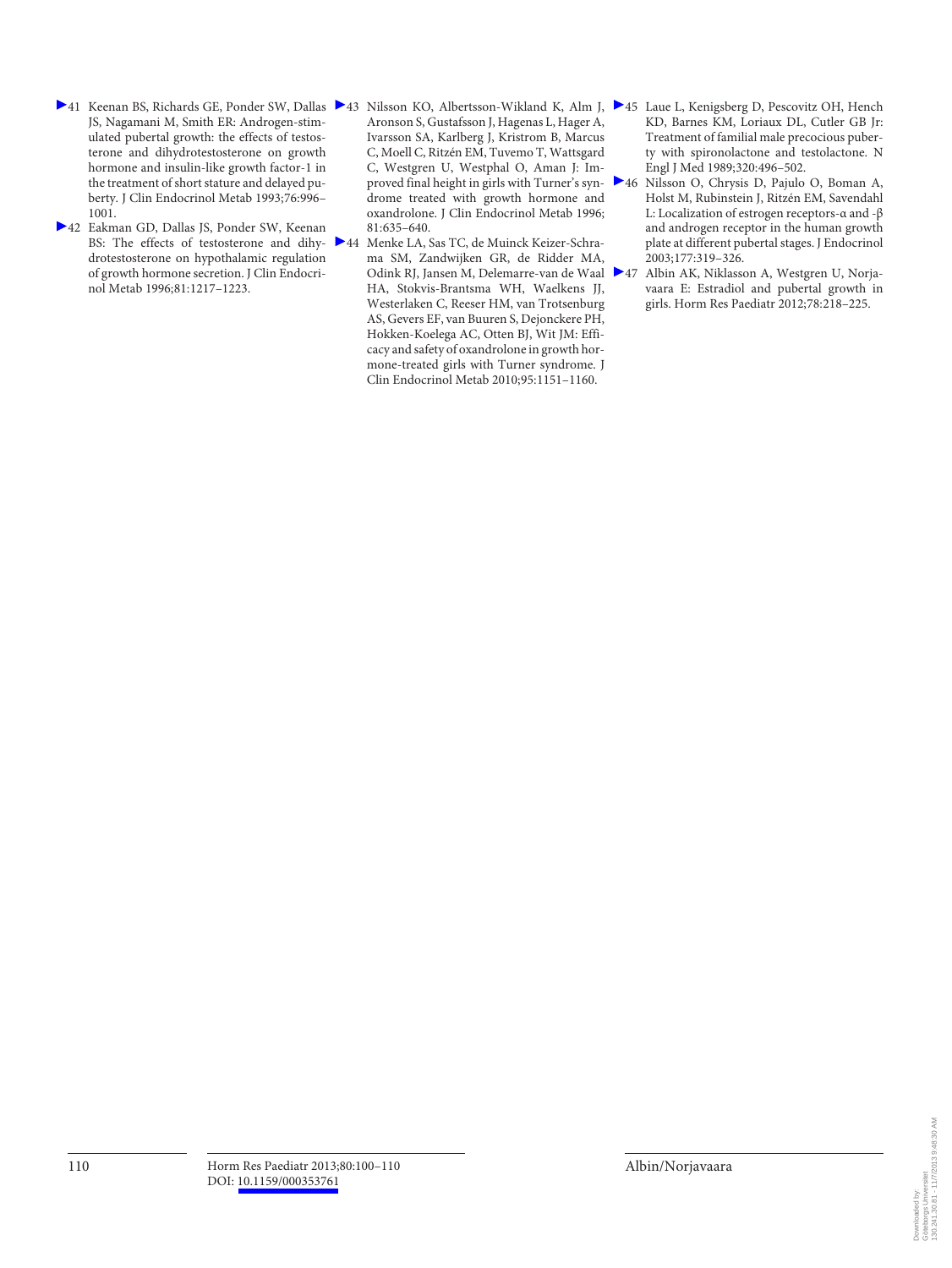41 Keenan BS, Richards GE, Ponder SW, Dallas JS, Nagamani M, Smith ER: Androgen-stimulated pubertal growth: the effects of testosterone and dihydrotestosterone on growth hormone and insulin-like growth factor-1 in the treatment of short stature and delayed puberty. J Clin Endocrinol Metab 1993;76:996–1001.

42 Eakman GD, Dallas JS, Ponder SW, Keenan BS: The effects of testosterone and dihydrotestosterone on hypothalamic regulation of growth hormone secretion. J Clin Endocrinol Metab 1996;81:1217–1223.

43 Nilsson KO, Albertsson-Wikland K, Alm J, Aronson S, Gustafsson J, Hagenas L, Hager A, Ivarsson SA, Karlberg J, Kristrom B, Marcus C, Moell C, Ritzén EM, Tuvemo T, Wattsgard C, Westgren U, Westphal O, Aman J: Improved final height in girls with Turner's syndrome treated with growth hormone and oxandrolone. J Clin Endocrinol Metab 1996; 81:635–640.

44 Menke LA, Sas TC, de Muinck Keizer-Schrama SM, Zandwijken GR, de Ridder MA, Odink RJ, Jansen M, Delemarre-van de Waal HA, Stokvis-Brantsma WH, Waelkens JJ, Westerlaken C, Reeser HM, van Trotsenburg AS, Gevers EF, van Buuren S, Dejonckere PH, Hokken-Koelega AC, Otten BJ, Wit JM: Efficacy and safety of oxandrolone in growth hormone-treated girls with Turner syndrome. J Clin Endocrinol Metab 2010;95:1151–1160.

45 Laue L, Kenigsberg D, Pescovitz OH, Hench KD, Barnes KM, Loriaux DL, Cutler GB Jr: Treatment of familial male precocious puberty with spironolactone and testolactone. N Engl J Med 1989;320:496–502.

46 Nilsson O, Chrysis D, Pajulo O, Boman A, Holst M, Rubinstein J, Ritzén EM, Savendahl L: Localization of estrogen receptors-α and -β and androgen receptor in the human growth plate at different pubertal stages. J Endocrinol 2003;177:319–326.

47 Albin AK, Niklasson A, Westgren U, Norjavaara E: Estradiol and pubertal growth in girls. Horm Res Paediatr 2012;78:218–225.